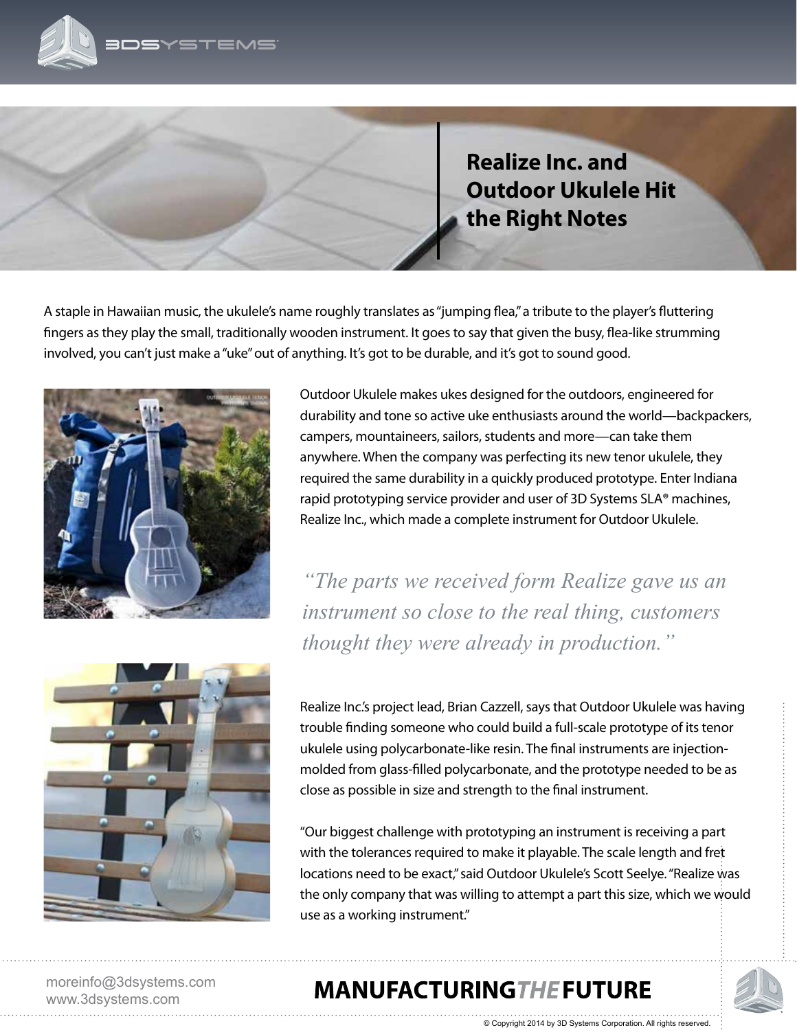# Realize Inc. and Outdoor Ukulele Hit the Right Notes

A staple in Hawaiian music, the ukulele's name roughly translates as "jumping flea," a tribute to the player's fluttering fingers as they play the small, traditionally wooden instrument. It goes to say that given the busy, flea-like strumming involved, you can't just make a "uke" out of anything. It's got to be durable, and it's got to sound good.

Outdoor Ukulele makes ukes designed for the outdoors, engineered for durability and tone so active uke enthusiasts around the world—backpackers, campers, mountaineers, sailors, students and more—can take them anywhere. When the company was perfecting its new tenor ukulele, they required the same durability in a quickly produced prototype. Enter Indiana rapid prototyping service provider and user of 3D Systems SLA® machines, Realize Inc., which made a complete instrument for Outdoor Ukulele.

> *"The parts we received form Realize gave us an instrument so close to the real thing, customers thought they were already in production."*

Realize Inc.'s project lead, Brian Cazzell, says that Outdoor Ukulele was having trouble finding someone who could build a full-scale prototype of its tenor ukulele using polycarbonate-like resin. The final instruments are injection-molded from glass-filled polycarbonate, and the prototype needed to be as close as possible in size and strength to the final instrument.

"Our biggest challenge with prototyping an instrument is receiving a part with the tolerances required to make it playable. The scale length and fret locations need to be exact," said Outdoor Ukulele's Scott Seelye. "Realize was the only company that was willing to attempt a part this size, which we would use as a working instrument."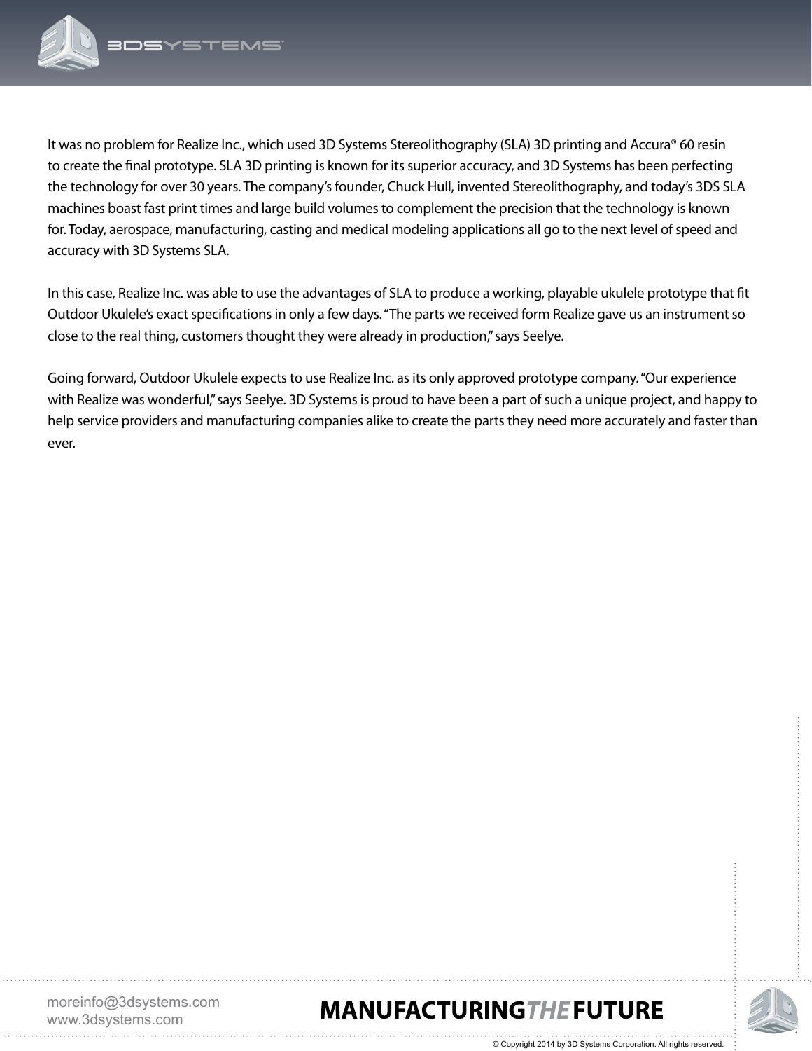It was no problem for Realize Inc., which used 3D Systems Stereolithography (SLA) 3D printing and Accura® 60 resin to create the final prototype. SLA 3D printing is known for its superior accuracy, and 3D Systems has been perfecting the technology for over 30 years. The company's founder, Chuck Hull, invented Stereolithography, and today's 3DS SLA machines boast fast print times and large build volumes to complement the precision that the technology is known for. Today, aerospace, manufacturing, casting and medical modeling applications all go to the next level of speed and accuracy with 3D Systems SLA.

In this case, Realize Inc. was able to use the advantages of SLA to produce a working, playable ukulele prototype that fit Outdoor Ukulele's exact specifications in only a few days. "The parts we received form Realize gave us an instrument so close to the real thing, customers thought they were already in production," says Seelye.

Going forward, Outdoor Ukulele expects to use Realize Inc. as its only approved prototype company. "Our experience with Realize was wonderful," says Seelye. 3D Systems is proud to have been a part of such a unique project, and happy to help service providers and manufacturing companies alike to create the parts they need more accurately and faster than ever.

moreinfo@3dsystems.com
www.3dsystems.com

**MANUFACTURING*THE*FUTURE**

© Copyright 2014 by 3D Systems Corporation. All rights reserved.